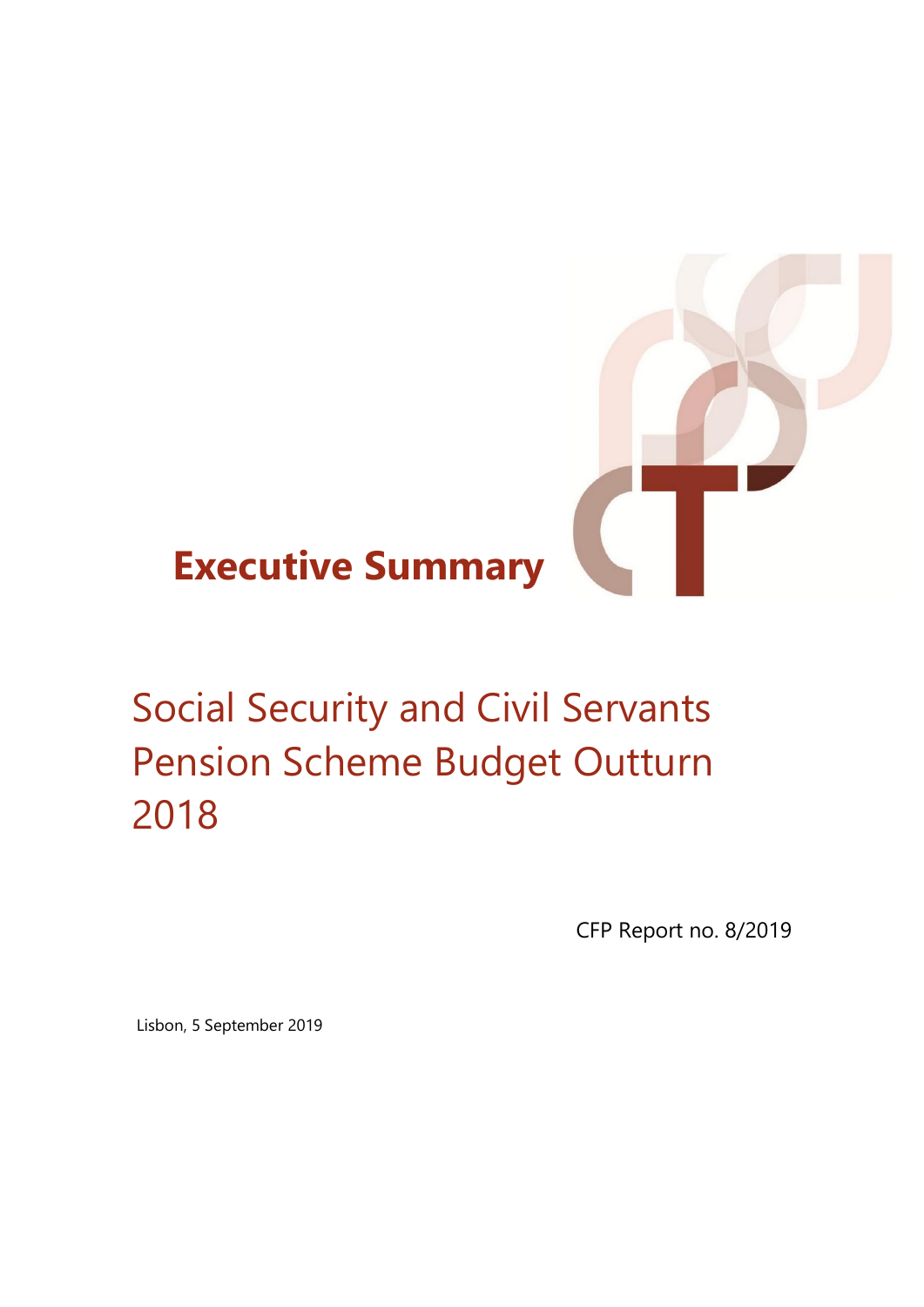# Executive Summary

## Social Security and Civil Servants Pension Scheme Budget Outturn 2018

CFP Report no. 8/2019

Lisbon, 5 September 2019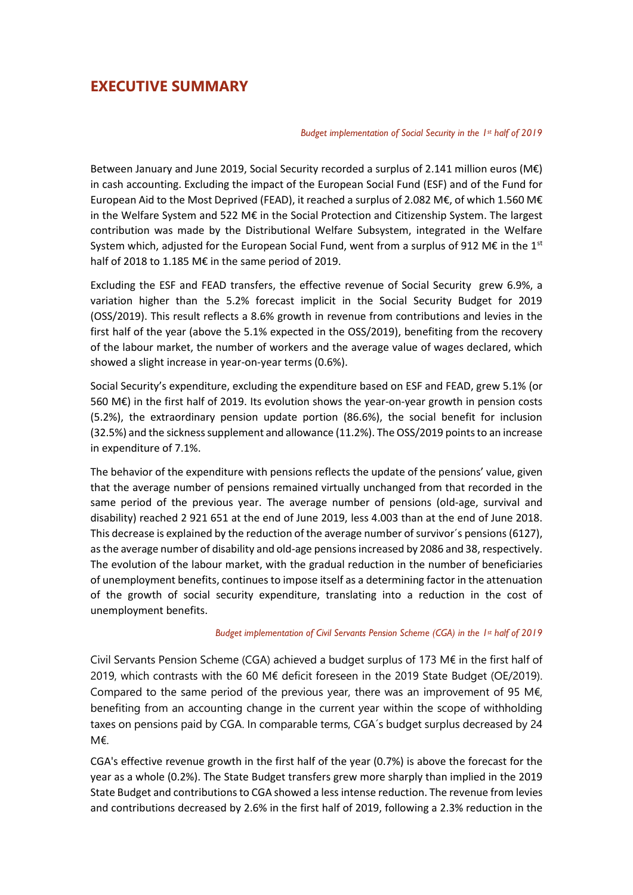# EXECUTIVE SUMMARY

*Budget implementation of Social Security in the 1st half of 2019*

Between January and June 2019, Social Security recorded a surplus of 2.141 million euros (M€) in cash accounting. Excluding the impact of the European Social Fund (ESF) and of the Fund for European Aid to the Most Deprived (FEAD), it reached a surplus of 2.082 M€, of which 1.560 M€ in the Welfare System and 522 M€ in the Social Protection and Citizenship System. The largest contribution was made by the Distributional Welfare Subsystem, integrated in the Welfare System which, adjusted for the European Social Fund, went from a surplus of 912 M€ in the 1st half of 2018 to 1.185 M€ in the same period of 2019.

Excluding the ESF and FEAD transfers, the effective revenue of Social Security grew 6.9%, a variation higher than the 5.2% forecast implicit in the Social Security Budget for 2019 (OSS/2019). This result reflects a 8.6% growth in revenue from contributions and levies in the first half of the year (above the 5.1% expected in the OSS/2019), benefiting from the recovery of the labour market, the number of workers and the average value of wages declared, which showed a slight increase in year-on-year terms (0.6%).

Social Security's expenditure, excluding the expenditure based on ESF and FEAD, grew 5.1% (or 560 M€) in the first half of 2019. Its evolution shows the year-on-year growth in pension costs (5.2%), the extraordinary pension update portion (86.6%), the social benefit for inclusion (32.5%) and the sickness supplement and allowance (11.2%). The OSS/2019 points to an increase in expenditure of 7.1%.

The behavior of the expenditure with pensions reflects the update of the pensions' value, given that the average number of pensions remained virtually unchanged from that recorded in the same period of the previous year. The average number of pensions (old-age, survival and disability) reached 2 921 651 at the end of June 2019, less 4.003 than at the end of June 2018. This decrease is explained by the reduction of the average number of survivor´s pensions (6127), as the average number of disability and old-age pensions increased by 2086 and 38, respectively. The evolution of the labour market, with the gradual reduction in the number of beneficiaries of unemployment benefits, continues to impose itself as a determining factor in the attenuation of the growth of social security expenditure, translating into a reduction in the cost of unemployment benefits.

*Budget implementation of Civil Servants Pension Scheme (CGA) in the 1st half of 2019*

Civil Servants Pension Scheme (CGA) achieved a budget surplus of 173 M€ in the first half of 2019, which contrasts with the 60 M€ deficit foreseen in the 2019 State Budget (OE/2019). Compared to the same period of the previous year, there was an improvement of 95 M€, benefiting from an accounting change in the current year within the scope of withholding taxes on pensions paid by CGA. In comparable terms, CGA´s budget surplus decreased by 24 M€.

CGA's effective revenue growth in the first half of the year (0.7%) is above the forecast for the year as a whole (0.2%). The State Budget transfers grew more sharply than implied in the 2019 State Budget and contributions to CGA showed a less intense reduction. The revenue from levies and contributions decreased by 2.6% in the first half of 2019, following a 2.3% reduction in the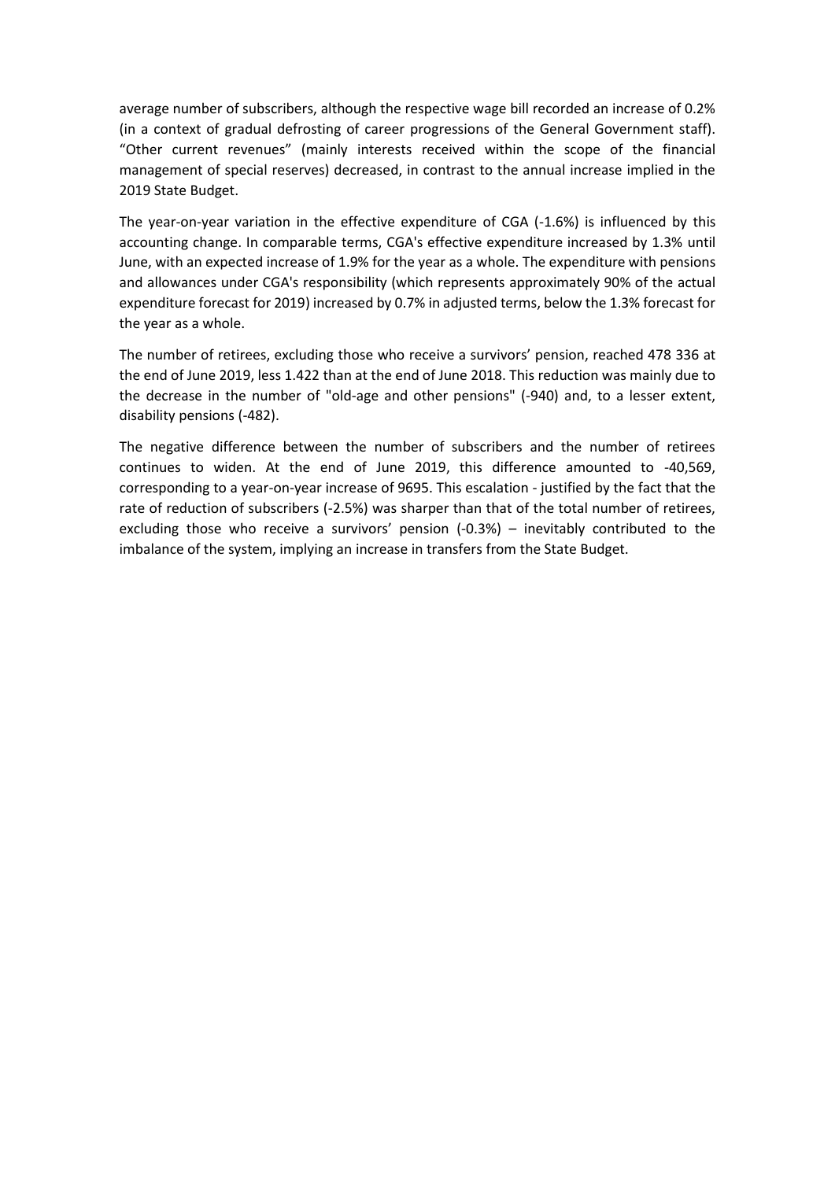average number of subscribers, although the respective wage bill recorded an increase of 0.2% (in a context of gradual defrosting of career progressions of the General Government staff). “Other current revenues” (mainly interests received within the scope of the financial management of special reserves) decreased, in contrast to the annual increase implied in the 2019 State Budget.

The year-on-year variation in the effective expenditure of CGA (-1.6%) is influenced by this accounting change. In comparable terms, CGA's effective expenditure increased by 1.3% until June, with an expected increase of 1.9% for the year as a whole. The expenditure with pensions and allowances under CGA's responsibility (which represents approximately 90% of the actual expenditure forecast for 2019) increased by 0.7% in adjusted terms, below the 1.3% forecast for the year as a whole.

The number of retirees, excluding those who receive a survivors' pension, reached 478 336 at the end of June 2019, less 1.422 than at the end of June 2018. This reduction was mainly due to the decrease in the number of "old-age and other pensions" (-940) and, to a lesser extent, disability pensions (-482).

The negative difference between the number of subscribers and the number of retirees continues to widen. At the end of June 2019, this difference amounted to -40,569, corresponding to a year-on-year increase of 9695. This escalation - justified by the fact that the rate of reduction of subscribers (-2.5%) was sharper than that of the total number of retirees, excluding those who receive a survivors' pension (-0.3%) – inevitably contributed to the imbalance of the system, implying an increase in transfers from the State Budget.